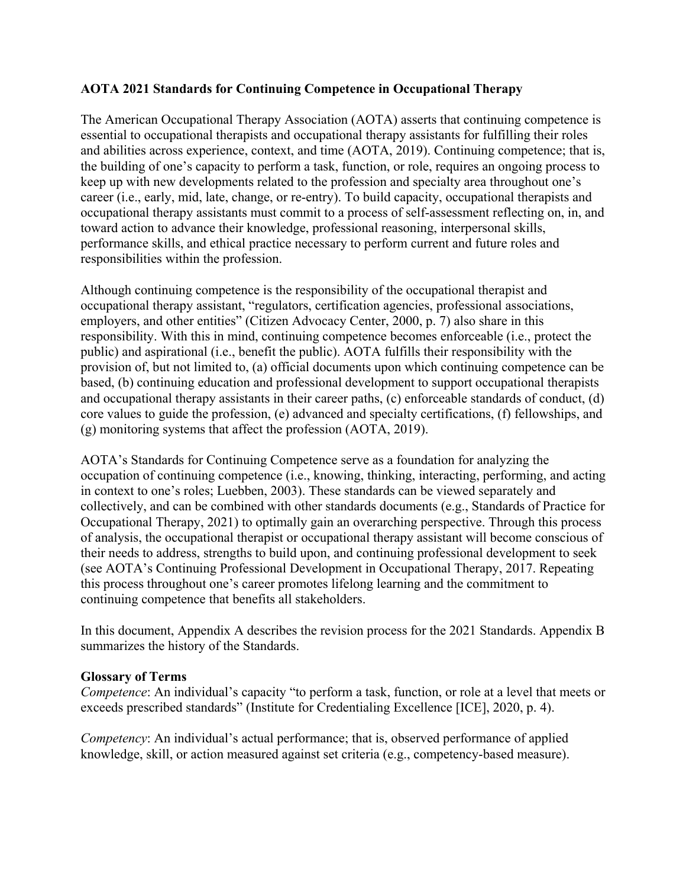**AOTA 2021 Standards for Continuing Competence in Occupational Therapy**

The American Occupational Therapy Association (AOTA) asserts that continuing competence is essential to occupational therapists and occupational therapy assistants for fulfilling their roles and abilities across experience, context, and time (AOTA, 2019). Continuing competence; that is, the building of one's capacity to perform a task, function, or role, requires an ongoing process to keep up with new developments related to the profession and specialty area throughout one's career (i.e., early, mid, late, change, or re-entry). To build capacity, occupational therapists and occupational therapy assistants must commit to a process of self-assessment reflecting on, in, and toward action to advance their knowledge, professional reasoning, interpersonal skills, performance skills, and ethical practice necessary to perform current and future roles and responsibilities within the profession.

Although continuing competence is the responsibility of the occupational therapist and occupational therapy assistant, "regulators, certification agencies, professional associations, employers, and other entities" (Citizen Advocacy Center, 2000, p. 7) also share in this responsibility. With this in mind, continuing competence becomes enforceable (i.e., protect the public) and aspirational (i.e., benefit the public). AOTA fulfills their responsibility with the provision of, but not limited to, (a) official documents upon which continuing competence can be based, (b) continuing education and professional development to support occupational therapists and occupational therapy assistants in their career paths, (c) enforceable standards of conduct, (d) core values to guide the profession, (e) advanced and specialty certifications, (f) fellowships, and (g) monitoring systems that affect the profession (AOTA, 2019).

AOTA's Standards for Continuing Competence serve as a foundation for analyzing the occupation of continuing competence (i.e., knowing, thinking, interacting, performing, and acting in context to one's roles; Luebben, 2003). These standards can be viewed separately and collectively, and can be combined with other standards documents (e.g., Standards of Practice for Occupational Therapy, 2021) to optimally gain an overarching perspective. Through this process of analysis, the occupational therapist or occupational therapy assistant will become conscious of their needs to address, strengths to build upon, and continuing professional development to seek (see AOTA's Continuing Professional Development in Occupational Therapy, 2017. Repeating this process throughout one's career promotes lifelong learning and the commitment to continuing competence that benefits all stakeholders.

In this document, Appendix A describes the revision process for the 2021 Standards. Appendix B summarizes the history of the Standards.

**Glossary of Terms**

*Competence*: An individual's capacity "to perform a task, function, or role at a level that meets or exceeds prescribed standards" (Institute for Credentialing Excellence [ICE], 2020, p. 4).

*Competency*: An individual's actual performance; that is, observed performance of applied knowledge, skill, or action measured against set criteria (e.g., competency-based measure).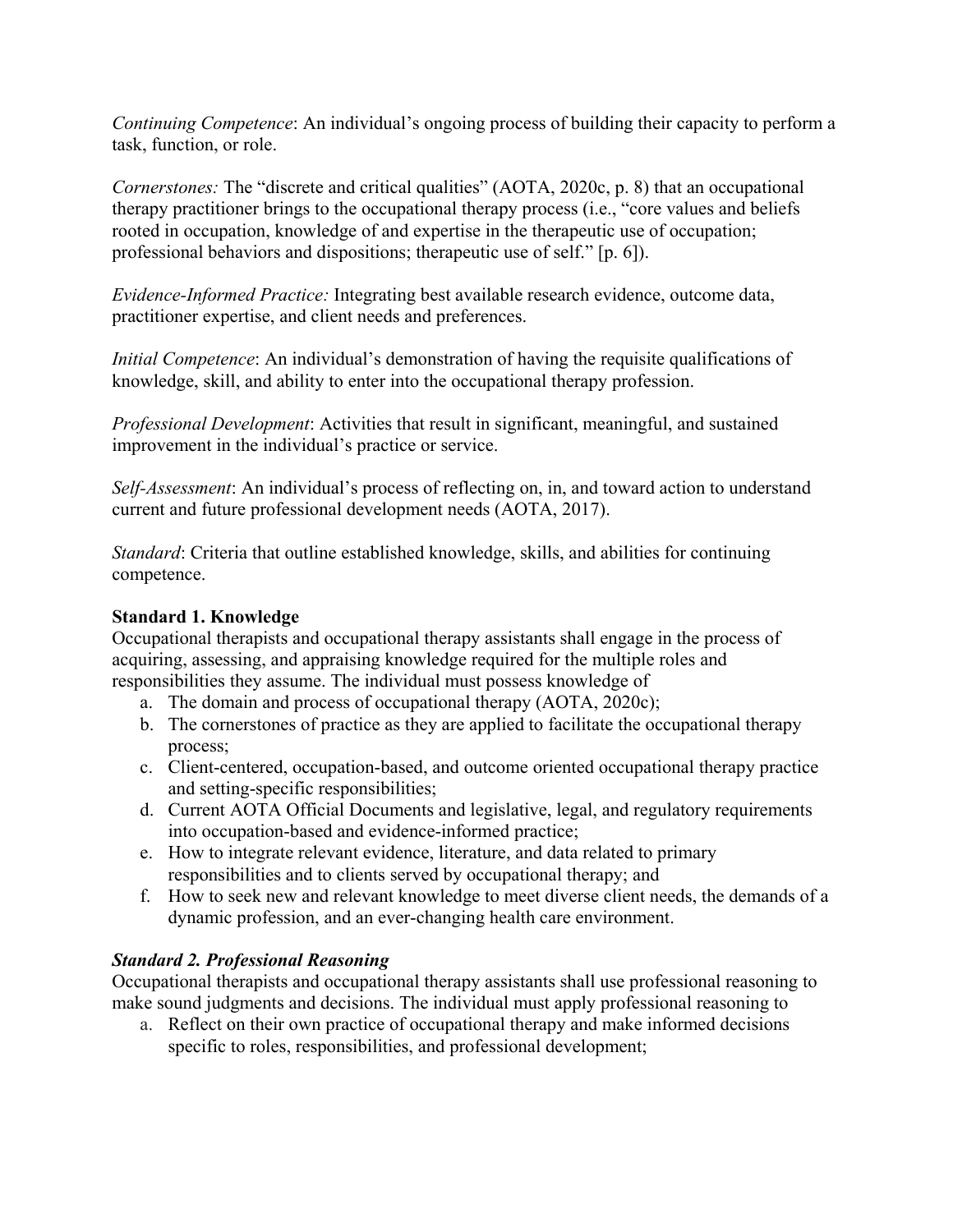*Continuing Competence*: An individual's ongoing process of building their capacity to perform a task, function, or role.

*Cornerstones:* The "discrete and critical qualities" (AOTA, 2020c, p. 8) that an occupational therapy practitioner brings to the occupational therapy process (i.e., "core values and beliefs rooted in occupation, knowledge of and expertise in the therapeutic use of occupation; professional behaviors and dispositions; therapeutic use of self." [p. 6]).

*Evidence-Informed Practice:* Integrating best available research evidence, outcome data, practitioner expertise, and client needs and preferences.

*Initial Competence*: An individual's demonstration of having the requisite qualifications of knowledge, skill, and ability to enter into the occupational therapy profession.

*Professional Development*: Activities that result in significant, meaningful, and sustained improvement in the individual's practice or service.

*Self-Assessment*: An individual's process of reflecting on, in, and toward action to understand current and future professional development needs (AOTA, 2017).

*Standard*: Criteria that outline established knowledge, skills, and abilities for continuing competence.

**Standard 1. Knowledge**

Occupational therapists and occupational therapy assistants shall engage in the process of acquiring, assessing, and appraising knowledge required for the multiple roles and responsibilities they assume. The individual must possess knowledge of

a. The domain and process of occupational therapy (AOTA, 2020c);
b. The cornerstones of practice as they are applied to facilitate the occupational therapy process;
c. Client-centered, occupation-based, and outcome oriented occupational therapy practice and setting-specific responsibilities;
d. Current AOTA Official Documents and legislative, legal, and regulatory requirements into occupation-based and evidence-informed practice;
e. How to integrate relevant evidence, literature, and data related to primary responsibilities and to clients served by occupational therapy; and
f. How to seek new and relevant knowledge to meet diverse client needs, the demands of a dynamic profession, and an ever-changing health care environment.

***Standard 2. Professional Reasoning***

Occupational therapists and occupational therapy assistants shall use professional reasoning to make sound judgments and decisions. The individual must apply professional reasoning to

a. Reflect on their own practice of occupational therapy and make informed decisions specific to roles, responsibilities, and professional development;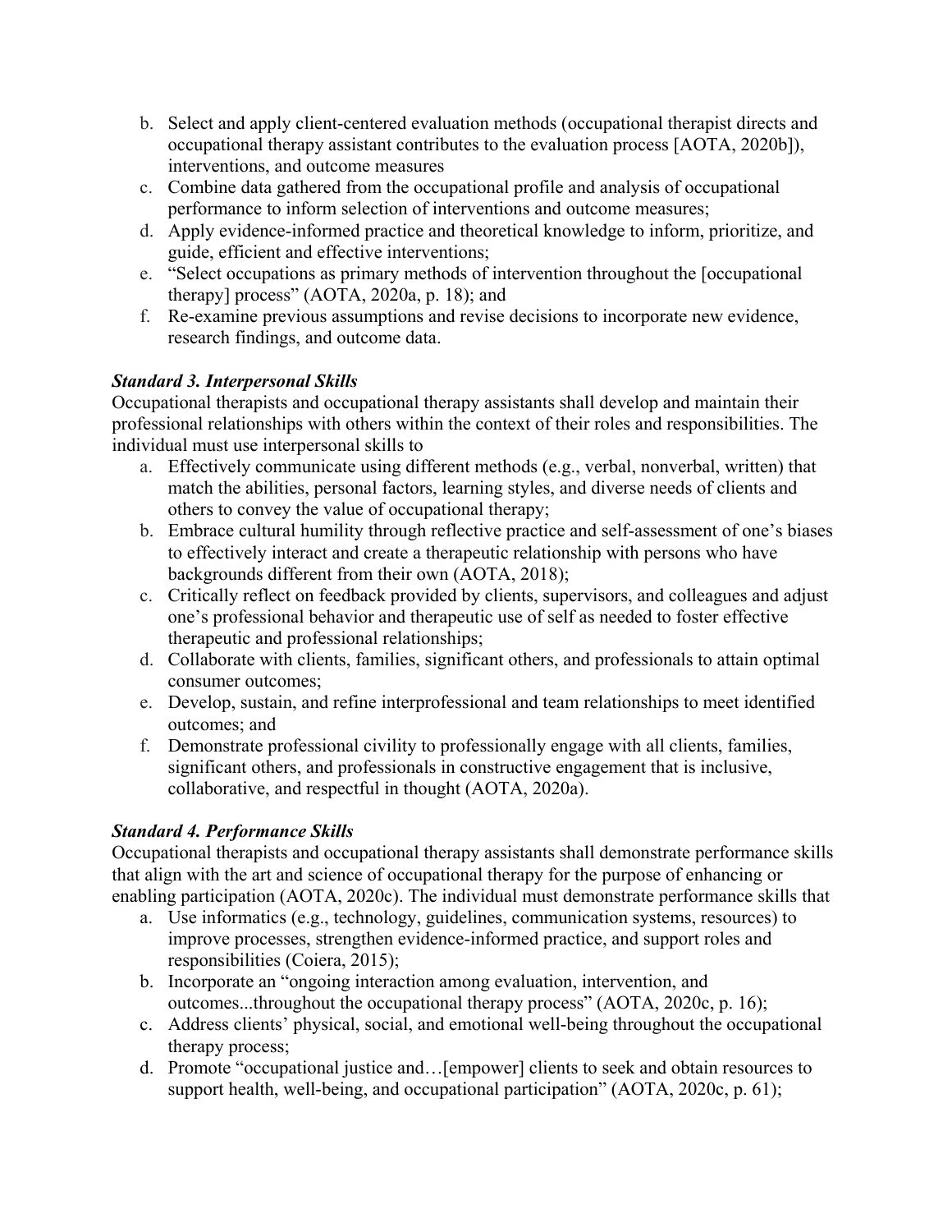b. Select and apply client-centered evaluation methods (occupational therapist directs and occupational therapy assistant contributes to the evaluation process [AOTA, 2020b]), interventions, and outcome measures
c. Combine data gathered from the occupational profile and analysis of occupational performance to inform selection of interventions and outcome measures;
d. Apply evidence-informed practice and theoretical knowledge to inform, prioritize, and guide, efficient and effective interventions;
e. "Select occupations as primary methods of intervention throughout the [occupational therapy] process" (AOTA, 2020a, p. 18); and
f. Re-examine previous assumptions and revise decisions to incorporate new evidence, research findings, and outcome data.

***Standard 3. Interpersonal Skills***

Occupational therapists and occupational therapy assistants shall develop and maintain their professional relationships with others within the context of their roles and responsibilities. The individual must use interpersonal skills to

a. Effectively communicate using different methods (e.g., verbal, nonverbal, written) that match the abilities, personal factors, learning styles, and diverse needs of clients and others to convey the value of occupational therapy;
b. Embrace cultural humility through reflective practice and self-assessment of one's biases to effectively interact and create a therapeutic relationship with persons who have backgrounds different from their own (AOTA, 2018);
c. Critically reflect on feedback provided by clients, supervisors, and colleagues and adjust one's professional behavior and therapeutic use of self as needed to foster effective therapeutic and professional relationships;
d. Collaborate with clients, families, significant others, and professionals to attain optimal consumer outcomes;
e. Develop, sustain, and refine interprofessional and team relationships to meet identified outcomes; and
f. Demonstrate professional civility to professionally engage with all clients, families, significant others, and professionals in constructive engagement that is inclusive, collaborative, and respectful in thought (AOTA, 2020a).

***Standard 4. Performance Skills***

Occupational therapists and occupational therapy assistants shall demonstrate performance skills that align with the art and science of occupational therapy for the purpose of enhancing or enabling participation (AOTA, 2020c). The individual must demonstrate performance skills that

a. Use informatics (e.g., technology, guidelines, communication systems, resources) to improve processes, strengthen evidence-informed practice, and support roles and responsibilities (Coiera, 2015);
b. Incorporate an "ongoing interaction among evaluation, intervention, and outcomes...throughout the occupational therapy process" (AOTA, 2020c, p. 16);
c. Address clients' physical, social, and emotional well-being throughout the occupational therapy process;
d. Promote "occupational justice and…[empower] clients to seek and obtain resources to support health, well-being, and occupational participation" (AOTA, 2020c, p. 61);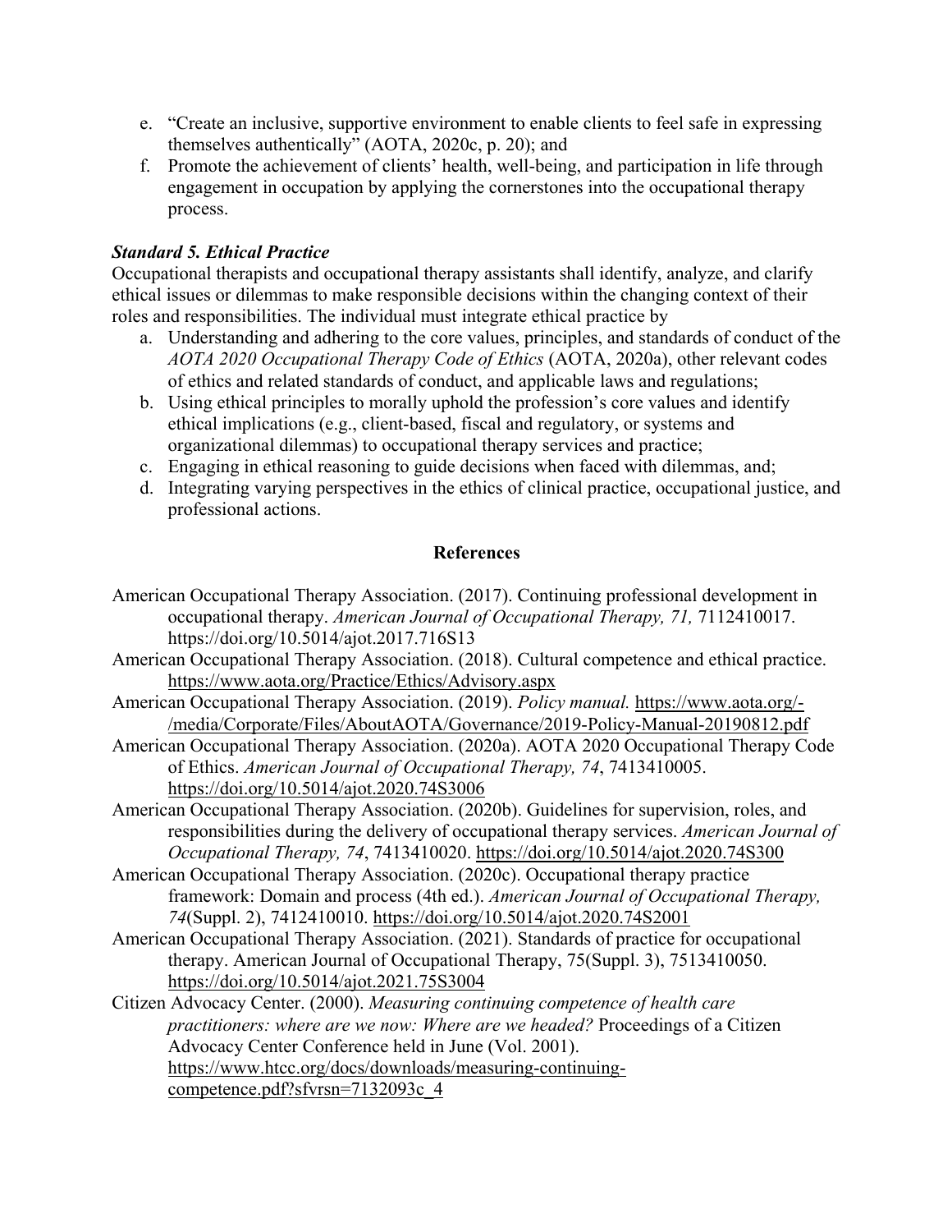e. "Create an inclusive, supportive environment to enable clients to feel safe in expressing themselves authentically" (AOTA, 2020c, p. 20); and
f. Promote the achievement of clients' health, well-being, and participation in life through engagement in occupation by applying the cornerstones into the occupational therapy process.

### *Standard 5. Ethical Practice*

Occupational therapists and occupational therapy assistants shall identify, analyze, and clarify ethical issues or dilemmas to make responsible decisions within the changing context of their roles and responsibilities. The individual must integrate ethical practice by

a. Understanding and adhering to the core values, principles, and standards of conduct of the *AOTA 2020 Occupational Therapy Code of Ethics* (AOTA, 2020a), other relevant codes of ethics and related standards of conduct, and applicable laws and regulations;
b. Using ethical principles to morally uphold the profession's core values and identify ethical implications (e.g., client-based, fiscal and regulatory, or systems and organizational dilemmas) to occupational therapy services and practice;
c. Engaging in ethical reasoning to guide decisions when faced with dilemmas, and;
d. Integrating varying perspectives in the ethics of clinical practice, occupational justice, and professional actions.

## References

American Occupational Therapy Association. (2017). Continuing professional development in occupational therapy. *American Journal of Occupational Therapy, 71,* 7112410017. https://doi.org/10.5014/ajot.2017.716S13

American Occupational Therapy Association. (2018). Cultural competence and ethical practice. https://www.aota.org/Practice/Ethics/Advisory.aspx

American Occupational Therapy Association. (2019). *Policy manual.* https://www.aota.org/-/media/Corporate/Files/AboutAOTA/Governance/2019-Policy-Manual-20190812.pdf

American Occupational Therapy Association. (2020a). AOTA 2020 Occupational Therapy Code of Ethics. *American Journal of Occupational Therapy, 74*, 7413410005. https://doi.org/10.5014/ajot.2020.74S3006

American Occupational Therapy Association. (2020b). Guidelines for supervision, roles, and responsibilities during the delivery of occupational therapy services. *American Journal of Occupational Therapy, 74*, 7413410020. https://doi.org/10.5014/ajot.2020.74S300

American Occupational Therapy Association. (2020c). Occupational therapy practice framework: Domain and process (4th ed.). *American Journal of Occupational Therapy, 74*(Suppl. 2), 7412410010. https://doi.org/10.5014/ajot.2020.74S2001

American Occupational Therapy Association. (2021). Standards of practice for occupational therapy. American Journal of Occupational Therapy, 75(Suppl. 3), 7513410050. https://doi.org/10.5014/ajot.2021.75S3004

Citizen Advocacy Center. (2000). *Measuring continuing competence of health care practitioners: where are we now: Where are we headed?* Proceedings of a Citizen Advocacy Center Conference held in June (Vol. 2001). https://www.htcc.org/docs/downloads/measuring-continuing-competence.pdf?sfvrsn=7132093c_4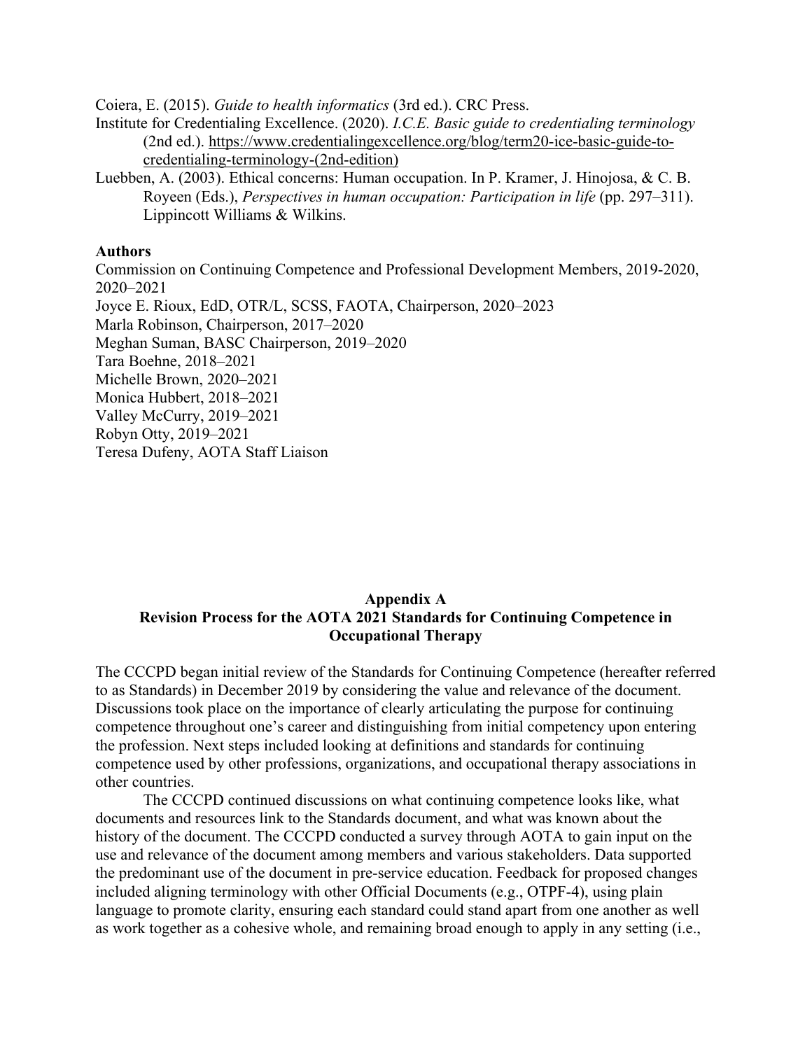Coiera, E. (2015). *Guide to health informatics* (3rd ed.). CRC Press.

Institute for Credentialing Excellence. (2020). *I.C.E. Basic guide to credentialing terminology* (2nd ed.). https://www.credentialingexcellence.org/blog/term20-ice-basic-guide-to-credentialing-terminology-(2nd-edition)

Luebben, A. (2003). Ethical concerns: Human occupation. In P. Kramer, J. Hinojosa, & C. B. Royeen (Eds.), *Perspectives in human occupation: Participation in life* (pp. 297–311). Lippincott Williams & Wilkins.

**Authors**

Commission on Continuing Competence and Professional Development Members, 2019-2020, 2020–2021
Joyce E. Rioux, EdD, OTR/L, SCSS, FAOTA, Chairperson, 2020–2023
Marla Robinson, Chairperson, 2017–2020
Meghan Suman, BASC Chairperson, 2019–2020
Tara Boehne, 2018–2021
Michelle Brown, 2020–2021
Monica Hubbert, 2018–2021
Valley McCurry, 2019–2021
Robyn Otty, 2019–2021
Teresa Dufeny, AOTA Staff Liaison

## Appendix A
## Revision Process for the AOTA 2021 Standards for Continuing Competence in Occupational Therapy

The CCCPD began initial review of the Standards for Continuing Competence (hereafter referred to as Standards) in December 2019 by considering the value and relevance of the document. Discussions took place on the importance of clearly articulating the purpose for continuing competence throughout one's career and distinguishing from initial competency upon entering the profession. Next steps included looking at definitions and standards for continuing competence used by other professions, organizations, and occupational therapy associations in other countries.

The CCCPD continued discussions on what continuing competence looks like, what documents and resources link to the Standards document, and what was known about the history of the document. The CCCPD conducted a survey through AOTA to gain input on the use and relevance of the document among members and various stakeholders. Data supported the predominant use of the document in pre-service education. Feedback for proposed changes included aligning terminology with other Official Documents (e.g., OTPF-4), using plain language to promote clarity, ensuring each standard could stand apart from one another as well as work together as a cohesive whole, and remaining broad enough to apply in any setting (i.e.,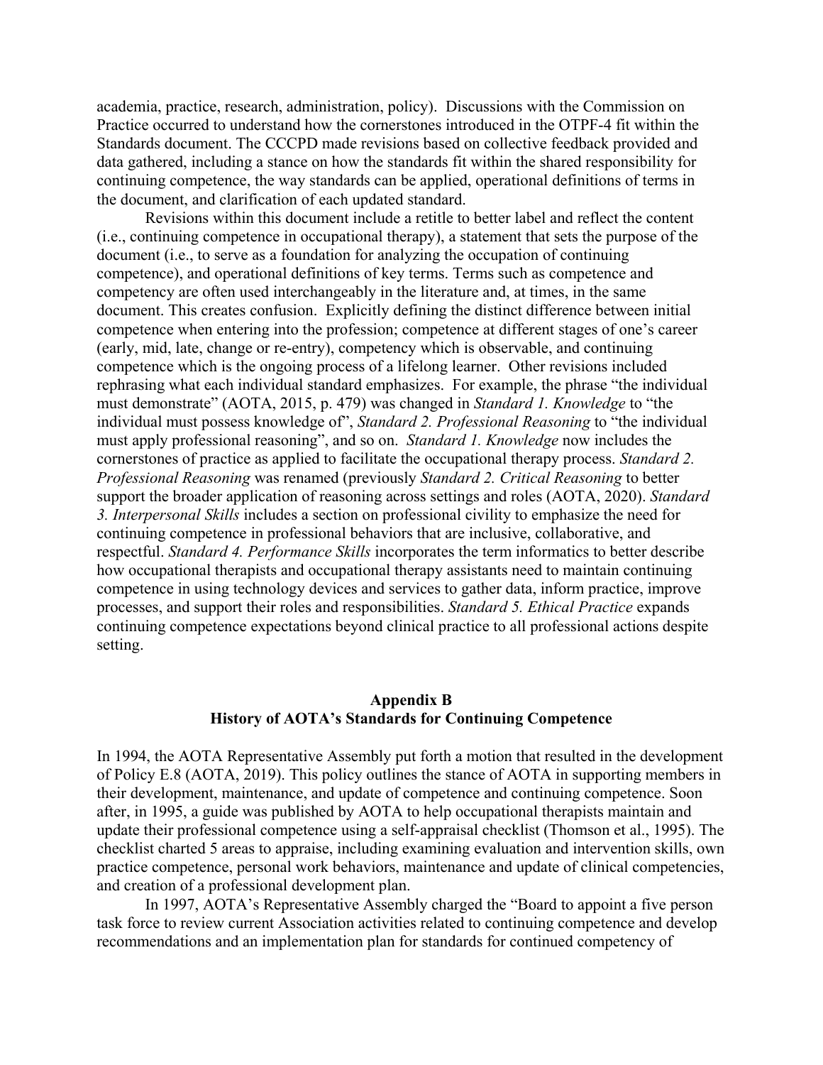academia, practice, research, administration, policy). Discussions with the Commission on Practice occurred to understand how the cornerstones introduced in the OTPF-4 fit within the Standards document. The CCCPD made revisions based on collective feedback provided and data gathered, including a stance on how the standards fit within the shared responsibility for continuing competence, the way standards can be applied, operational definitions of terms in the document, and clarification of each updated standard.

Revisions within this document include a retitle to better label and reflect the content (i.e., continuing competence in occupational therapy), a statement that sets the purpose of the document (i.e., to serve as a foundation for analyzing the occupation of continuing competence), and operational definitions of key terms. Terms such as competence and competency are often used interchangeably in the literature and, at times, in the same document. This creates confusion. Explicitly defining the distinct difference between initial competence when entering into the profession; competence at different stages of one's career (early, mid, late, change or re-entry), competency which is observable, and continuing competence which is the ongoing process of a lifelong learner. Other revisions included rephrasing what each individual standard emphasizes. For example, the phrase "the individual must demonstrate" (AOTA, 2015, p. 479) was changed in *Standard 1. Knowledge* to "the individual must possess knowledge of", *Standard 2. Professional Reasoning* to "the individual must apply professional reasoning", and so on. *Standard 1. Knowledge* now includes the cornerstones of practice as applied to facilitate the occupational therapy process. *Standard 2. Professional Reasoning* was renamed (previously *Standard 2. Critical Reasoning* to better support the broader application of reasoning across settings and roles (AOTA, 2020). *Standard 3. Interpersonal Skills* includes a section on professional civility to emphasize the need for continuing competence in professional behaviors that are inclusive, collaborative, and respectful. *Standard 4. Performance Skills* incorporates the term informatics to better describe how occupational therapists and occupational therapy assistants need to maintain continuing competence in using technology devices and services to gather data, inform practice, improve processes, and support their roles and responsibilities. *Standard 5. Ethical Practice* expands continuing competence expectations beyond clinical practice to all professional actions despite setting.

## Appendix B
## History of AOTA's Standards for Continuing Competence

In 1994, the AOTA Representative Assembly put forth a motion that resulted in the development of Policy E.8 (AOTA, 2019). This policy outlines the stance of AOTA in supporting members in their development, maintenance, and update of competence and continuing competence. Soon after, in 1995, a guide was published by AOTA to help occupational therapists maintain and update their professional competence using a self-appraisal checklist (Thomson et al., 1995). The checklist charted 5 areas to appraise, including examining evaluation and intervention skills, own practice competence, personal work behaviors, maintenance and update of clinical competencies, and creation of a professional development plan.

In 1997, AOTA's Representative Assembly charged the "Board to appoint a five person task force to review current Association activities related to continuing competence and develop recommendations and an implementation plan for standards for continued competency of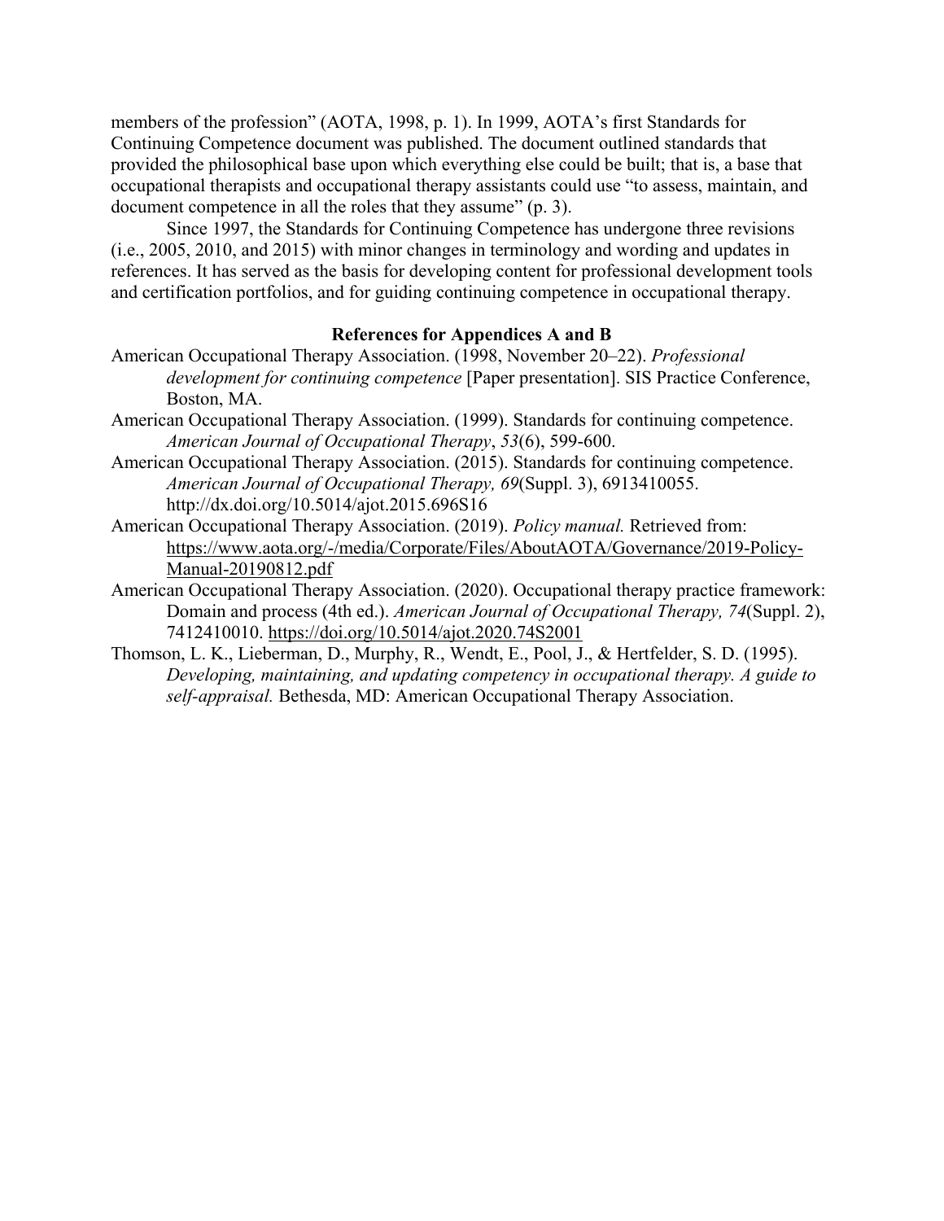members of the profession" (AOTA, 1998, p. 1). In 1999, AOTA's first Standards for Continuing Competence document was published. The document outlined standards that provided the philosophical base upon which everything else could be built; that is, a base that occupational therapists and occupational therapy assistants could use "to assess, maintain, and document competence in all the roles that they assume" (p. 3).

Since 1997, the Standards for Continuing Competence has undergone three revisions (i.e., 2005, 2010, and 2015) with minor changes in terminology and wording and updates in references. It has served as the basis for developing content for professional development tools and certification portfolios, and for guiding continuing competence in occupational therapy.

**References for Appendices A and B**

American Occupational Therapy Association. (1998, November 20–22). *Professional development for continuing competence* [Paper presentation]. SIS Practice Conference, Boston, MA.

American Occupational Therapy Association. (1999). Standards for continuing competence. *American Journal of Occupational Therapy*, *53*(6), 599-600.

American Occupational Therapy Association. (2015). Standards for continuing competence. *American Journal of Occupational Therapy, 69*(Suppl. 3), 6913410055. http://dx.doi.org/10.5014/ajot.2015.696S16

American Occupational Therapy Association. (2019). *Policy manual.* Retrieved from: https://www.aota.org/-/media/Corporate/Files/AboutAOTA/Governance/2019-Policy-Manual-20190812.pdf

American Occupational Therapy Association. (2020). Occupational therapy practice framework: Domain and process (4th ed.). *American Journal of Occupational Therapy, 74*(Suppl. 2), 7412410010. https://doi.org/10.5014/ajot.2020.74S2001

Thomson, L. K., Lieberman, D., Murphy, R., Wendt, E., Pool, J., & Hertfelder, S. D. (1995). *Developing, maintaining, and updating competency in occupational therapy. A guide to self-appraisal.* Bethesda, MD: American Occupational Therapy Association.